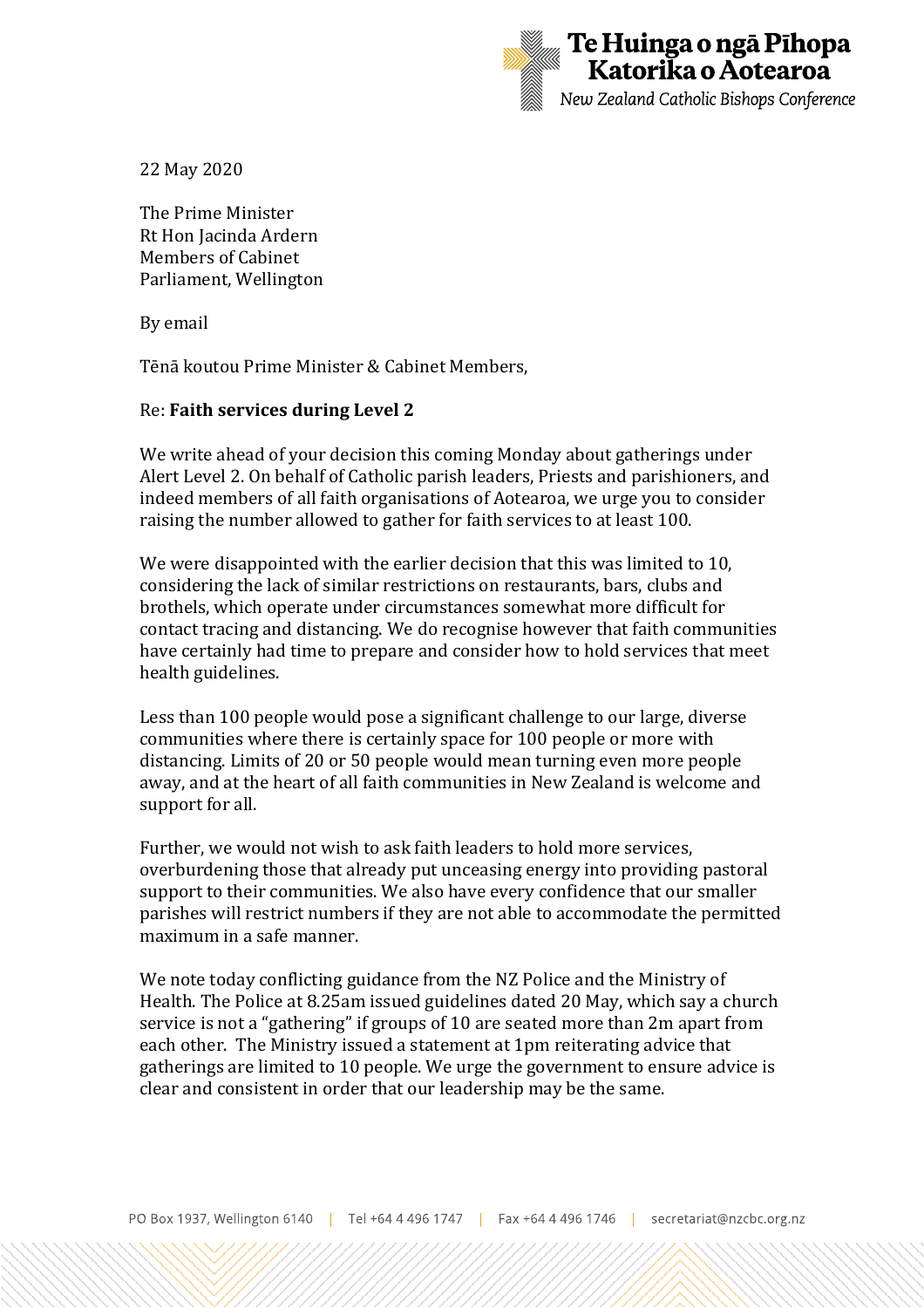Te Huinga o ngā Pīhopa Katorika o Aotearoa
*New Zealand Catholic Bishops Conference*

22 May 2020

The Prime Minister
Rt Hon Jacinda Ardern
Members of Cabinet
Parliament, Wellington

By email

Tēnā koutou Prime Minister & Cabinet Members,

Re: **Faith services during Level 2**

We write ahead of your decision this coming Monday about gatherings under Alert Level 2. On behalf of Catholic parish leaders, Priests and parishioners, and indeed members of all faith organisations of Aotearoa, we urge you to consider raising the number allowed to gather for faith services to at least 100.

We were disappointed with the earlier decision that this was limited to 10, considering the lack of similar restrictions on restaurants, bars, clubs and brothels, which operate under circumstances somewhat more difficult for contact tracing and distancing. We do recognise however that faith communities have certainly had time to prepare and consider how to hold services that meet health guidelines.

Less than 100 people would pose a significant challenge to our large, diverse communities where there is certainly space for 100 people or more with distancing. Limits of 20 or 50 people would mean turning even more people away, and at the heart of all faith communities in New Zealand is welcome and support for all.

Further, we would not wish to ask faith leaders to hold more services, overburdening those that already put unceasing energy into providing pastoral support to their communities. We also have every confidence that our smaller parishes will restrict numbers if they are not able to accommodate the permitted maximum in a safe manner.

We note today conflicting guidance from the NZ Police and the Ministry of Health. The Police at 8.25am issued guidelines dated 20 May, which say a church service is not a "gathering" if groups of 10 are seated more than 2m apart from each other. The Ministry issued a statement at 1pm reiterating advice that gatherings are limited to 10 people. We urge the government to ensure advice is clear and consistent in order that our leadership may be the same.

PO Box 1937, Wellington 6140 | Tel +64 4 496 1747 | Fax +64 4 496 1746 | secretariat@nzcbc.org.nz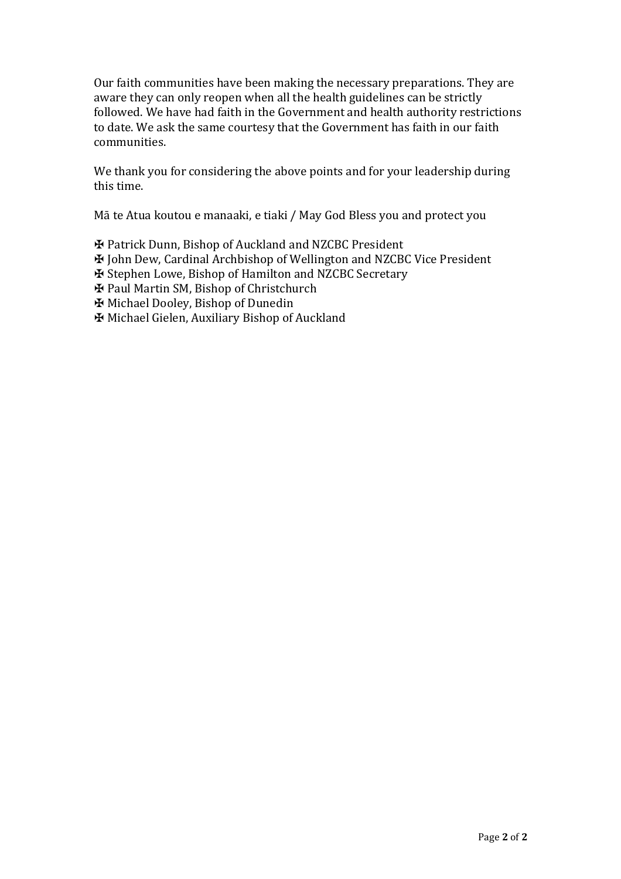Our faith communities have been making the necessary preparations. They are aware they can only reopen when all the health guidelines can be strictly followed. We have had faith in the Government and health authority restrictions to date. We ask the same courtesy that the Government has faith in our faith communities.

We thank you for considering the above points and for your leadership during this time.

Mā te Atua koutou e manaaki, e tiaki / May God Bless you and protect you

✠ Patrick Dunn, Bishop of Auckland and NZCBC President
✠ John Dew, Cardinal Archbishop of Wellington and NZCBC Vice President
✠ Stephen Lowe, Bishop of Hamilton and NZCBC Secretary
✠ Paul Martin SM, Bishop of Christchurch
✠ Michael Dooley, Bishop of Dunedin
✠ Michael Gielen, Auxiliary Bishop of Auckland